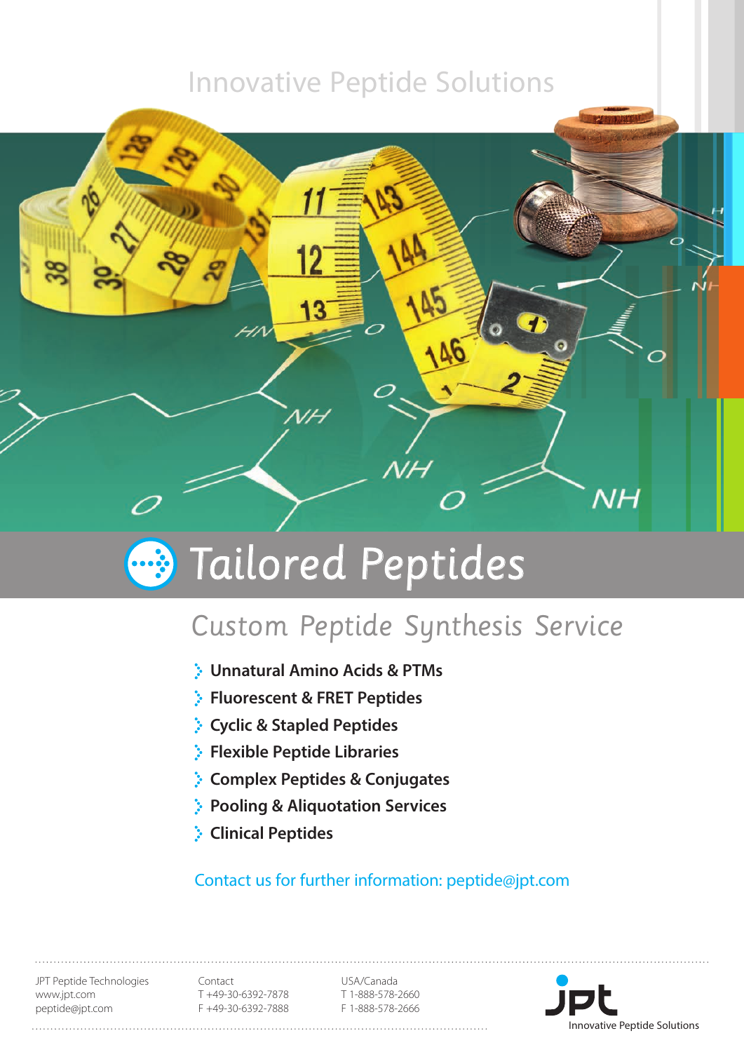Innovative Peptide Solutions

# Tailored Peptides

## Custom Peptide Synthesis Service

- **Unnatural Amino Acids & PTMs**
- **Fluorescent & FRET Peptides**
- **Cyclic & Stapled Peptides**
- **Flexible Peptide Libraries**
- **Complex Peptides & Conjugates**
- **Pooling & Aliquotation Services**
- **Clinical Peptides**

Contact us for further information: peptide@jpt.com

JPT Peptide Technologies
www.jpt.com
peptide@jpt.com

Contact
T +49-30-6392-7878
F +49-30-6392-7888

USA/Canada
T 1-888-578-2660
F 1-888-578-2666

jpt
Innovative Peptide Solutions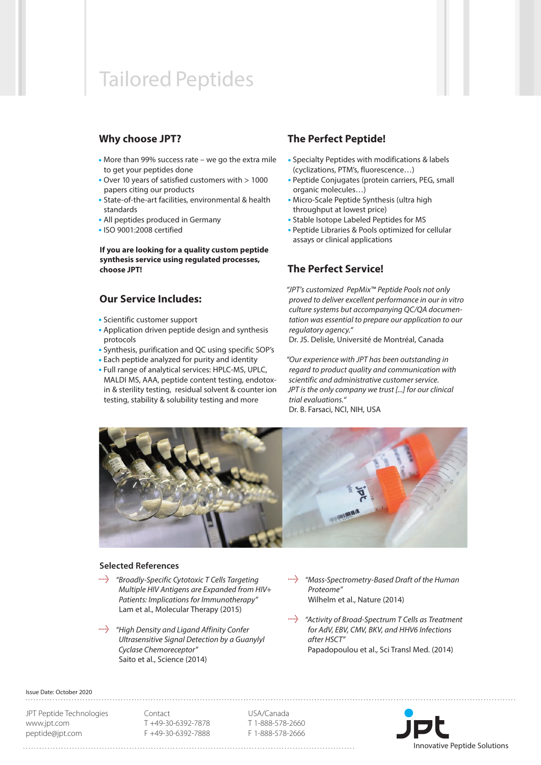# Tailored Peptides

## Why choose JPT?

- More than 99% success rate – we go the extra mile to get your peptides done
- Over 10 years of satisfied customers with > 1000 papers citing our products
- State-of-the-art facilities, environmental & health standards
- All peptides produced in Germany
- ISO 9001:2008 certified

**If you are looking for a quality custom peptide synthesis service using regulated processes, choose JPT!**

## Our Service Includes:

- Scientific customer support
- Application driven peptide design and synthesis protocols
- Synthesis, purification and QC using specific SOP's
- Each peptide analyzed for purity and identity
- Full range of analytical services: HPLC-MS, UPLC, MALDI MS, AAA, peptide content testing, endotoxin & sterility testing, residual solvent & counter ion testing, stability & solubility testing and more

## The Perfect Peptide!

- Specialty Peptides with modifications & labels (cyclizations, PTM's, fluorescence…)
- Peptide Conjugates (protein carriers, PEG, small organic molecules…)
- Micro-Scale Peptide Synthesis (ultra high throughput at lowest price)
- Stable Isotope Labeled Peptides for MS
- Peptide Libraries & Pools optimized for cellular assays or clinical applications

## The Perfect Service!

*"JPT's customized PepMix™ Peptide Pools not only proved to deliver excellent performance in our in vitro culture systems but accompanying QC/QA documentation was essential to prepare our application to our regulatory agency."*
Dr. JS. Delisle, Université de Montréal, Canada

*"Our experience with JPT has been outstanding in regard to product quality and communication with scientific and administrative customer service. JPT is the only company we trust [...] for our clinical trial evaluations."*
Dr. B. Farsaci, NCI, NIH, USA

### Selected References

- *"Broadly-Specific Cytotoxic T Cells Targeting Multiple HIV Antigens are Expanded from HIV+ Patients: Implications for Immunotherapy"*
  Lam et al., Molecular Therapy (2015)
- *"High Density and Ligand Affinity Confer Ultrasensitive Signal Detection by a Guanylyl Cyclase Chemoreceptor"*
  Saito et al., Science (2014)
- *"Mass-Spectrometry-Based Draft of the Human Proteome"*
  Wilhelm et al., Nature (2014)
- *"Activity of Broad-Spectrum T Cells as Treatment for AdV, EBV, CMV, BKV, and HHV6 Infections after HSCT"*
  Papadopoulou et al., Sci Transl Med. (2014)

Issue Date: October 2020

JPT Peptide Technologies
www.jpt.com
peptide@jpt.com

Contact
T +49-30-6392-7878
F +49-30-6392-7888

USA/Canada
T 1-888-578-2660
F 1-888-578-2666

jpt
Innovative Peptide Solutions